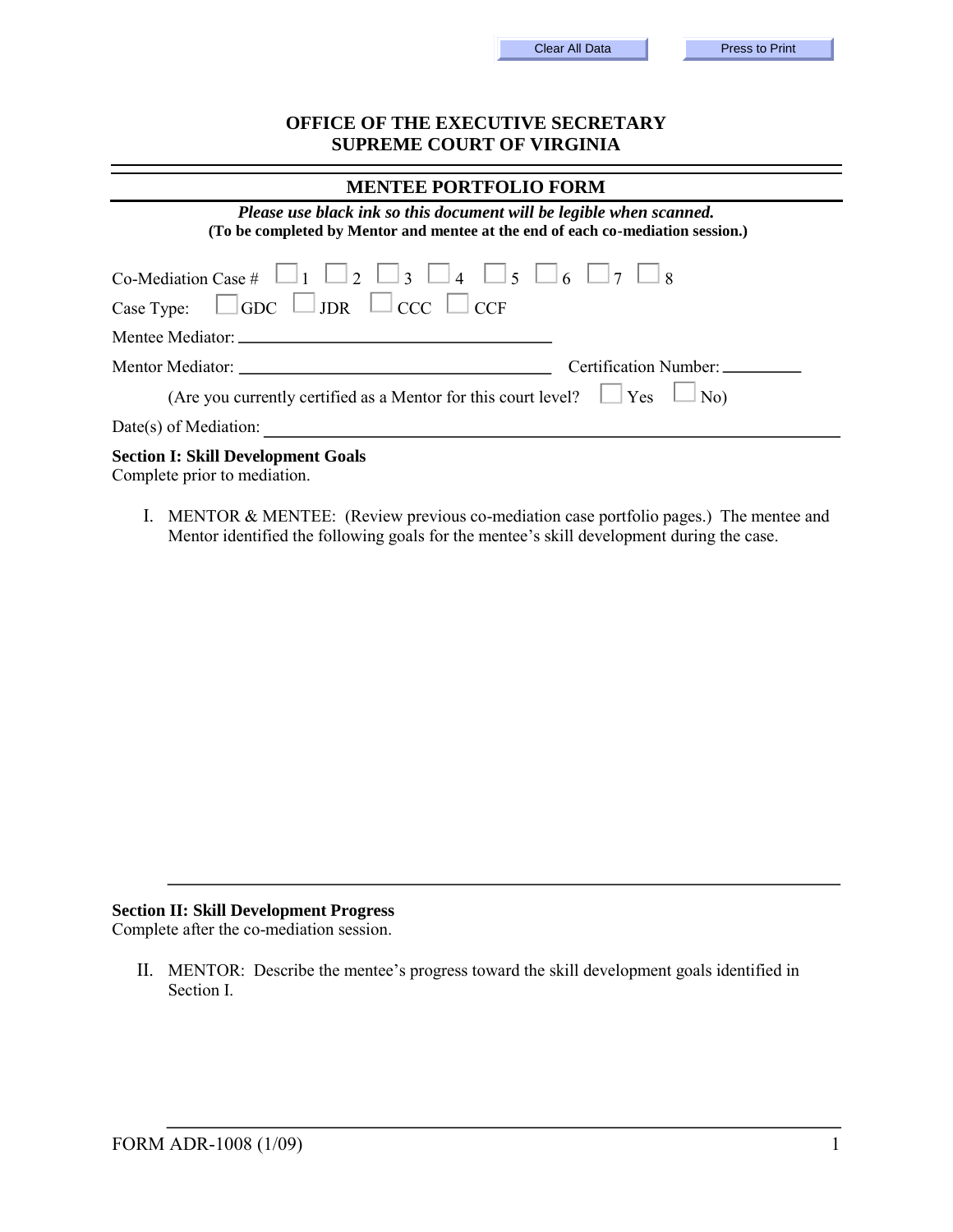Clear All Data    Press to Print

# OFFICE OF THE EXECUTIVE SECRETARY
# SUPREME COURT OF VIRGINIA

## MENTEE PORTFOLIO FORM

***Please use black ink so this document will be legible when scanned.***
**(To be completed by Mentor and mentee at the end of each co-mediation session.)**

Co-Mediation Case # ☐ 1 ☐ 2 ☐ 3 ☐ 4 ☐ 5 ☐ 6 ☐ 7 ☐ 8

Case Type: ☐ GDC ☐ JDR ☐ CCC ☐ CCF

Mentee Mediator: ______________________________

Mentor Mediator: ______________________________ Certification Number: __________

(Are you currently certified as a Mentor for this court level? ☐ Yes ☐ No)

Date(s) of Mediation: ______________________________

**Section I: Skill Development Goals**
Complete prior to mediation.

I. MENTOR & MENTEE: (Review previous co-mediation case portfolio pages.) The mentee and Mentor identified the following goals for the mentee's skill development during the case.

______________________________________________________________

**Section II: Skill Development Progress**
Complete after the co-mediation session.

II. MENTOR: Describe the mentee's progress toward the skill development goals identified in Section I.

______________________________________________________________

FORM ADR-1008 (1/09)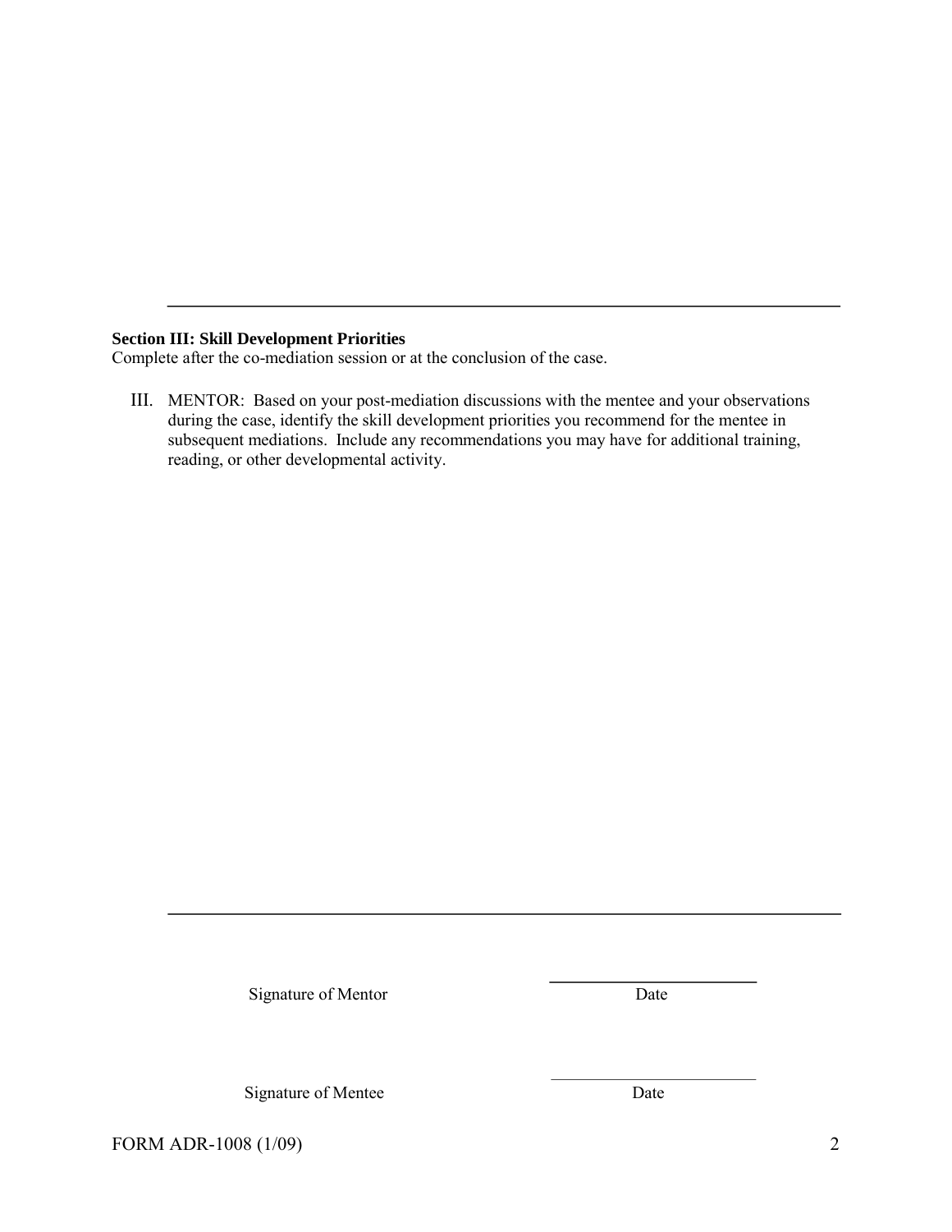**Section III: Skill Development Priorities**
Complete after the co-mediation session or at the conclusion of the case.

III. MENTOR: Based on your post-mediation discussions with the mentee and your observations during the case, identify the skill development priorities you recommend for the mentee in subsequent mediations. Include any recommendations you may have for additional training, reading, or other developmental activity.

Signature of Mentor　　　　　　　　　　　　　　Date

Signature of Mentee　　　　　　　　　　　　　　Date

FORM ADR-1008 (1/09)